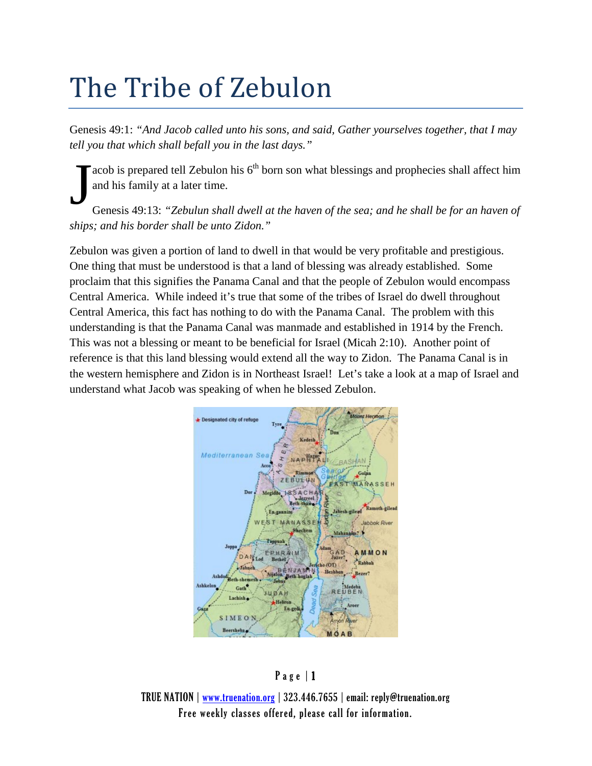# The Tribe of Zebulon

Genesis 49:1: *"And Jacob called unto his sons, and said, Gather yourselves together, that I may tell you that which shall befall you in the last days."*

Jacob is prepared tell Zebulon his 6th born son what blessings and prophecies shall affect him and his family at a later time.

Genesis 49:13: *"Zebulun shall dwell at the haven of the sea; and he shall be for an haven of ships; and his border shall be unto Zidon."*

Zebulon was given a portion of land to dwell in that would be very profitable and prestigious. One thing that must be understood is that a land of blessing was already established. Some proclaim that this signifies the Panama Canal and that the people of Zebulon would encompass Central America. While indeed it's true that some of the tribes of Israel do dwell throughout Central America, this fact has nothing to do with the Panama Canal. The problem with this understanding is that the Panama Canal was manmade and established in 1914 by the French. This was not a blessing or meant to be beneficial for Israel (Micah 2:10). Another point of reference is that this land blessing would extend all the way to Zidon. The Panama Canal is in the western hemisphere and Zidon is in Northeast Israel! Let's take a look at a map of Israel and understand what Jacob was speaking of when he blessed Zebulon.

TRUE NATION | www.truenation.org | 323.446.7655 | email: reply@truenation.org
Free weekly classes offered, please call for information.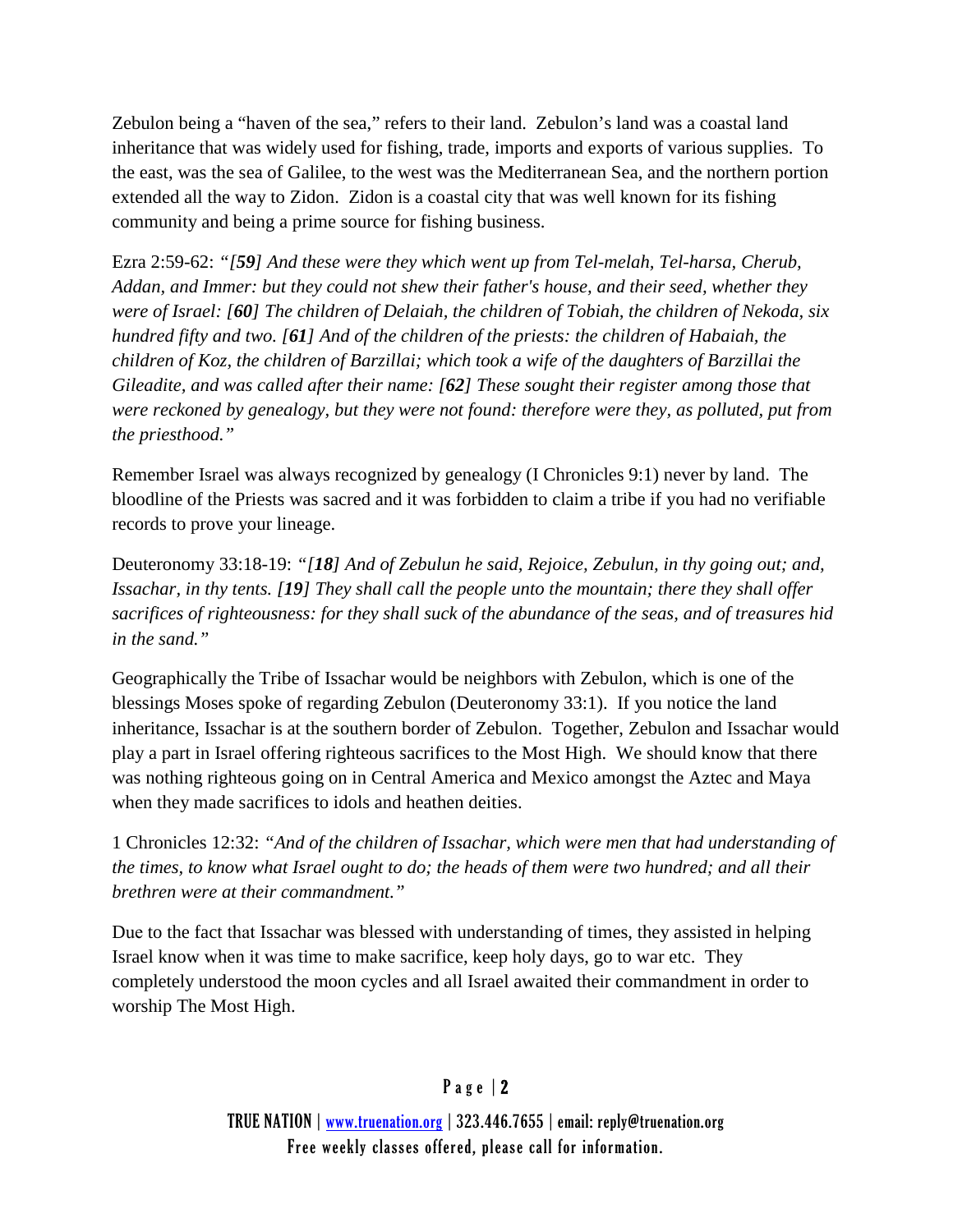Zebulon being a "haven of the sea," refers to their land. Zebulon's land was a coastal land inheritance that was widely used for fishing, trade, imports and exports of various supplies. To the east, was the sea of Galilee, to the west was the Mediterranean Sea, and the northern portion extended all the way to Zidon. Zidon is a coastal city that was well known for its fishing community and being a prime source for fishing business.

Ezra 2:59-62: *"[**59**] And these were they which went up from Tel-melah, Tel-harsa, Cherub, Addan, and Immer: but they could not shew their father's house, and their seed, whether they were of Israel: [**60**] The children of Delaiah, the children of Tobiah, the children of Nekoda, six hundred fifty and two. [**61**] And of the children of the priests: the children of Habaiah, the children of Koz, the children of Barzillai; which took a wife of the daughters of Barzillai the Gileadite, and was called after their name: [**62**] These sought their register among those that were reckoned by genealogy, but they were not found: therefore were they, as polluted, put from the priesthood."*

Remember Israel was always recognized by genealogy (I Chronicles 9:1) never by land. The bloodline of the Priests was sacred and it was forbidden to claim a tribe if you had no verifiable records to prove your lineage.

Deuteronomy 33:18-19: *"[**18**] And of Zebulun he said, Rejoice, Zebulun, in thy going out; and, Issachar, in thy tents. [**19**] They shall call the people unto the mountain; there they shall offer sacrifices of righteousness: for they shall suck of the abundance of the seas, and of treasures hid in the sand."*

Geographically the Tribe of Issachar would be neighbors with Zebulon, which is one of the blessings Moses spoke of regarding Zebulon (Deuteronomy 33:1). If you notice the land inheritance, Issachar is at the southern border of Zebulon. Together, Zebulon and Issachar would play a part in Israel offering righteous sacrifices to the Most High. We should know that there was nothing righteous going on in Central America and Mexico amongst the Aztec and Maya when they made sacrifices to idols and heathen deities.

1 Chronicles 12:32: *"And of the children of Issachar, which were men that had understanding of the times, to know what Israel ought to do; the heads of them were two hundred; and all their brethren were at their commandment."*

Due to the fact that Issachar was blessed with understanding of times, they assisted in helping Israel know when it was time to make sacrifice, keep holy days, go to war etc. They completely understood the moon cycles and all Israel awaited their commandment in order to worship The Most High.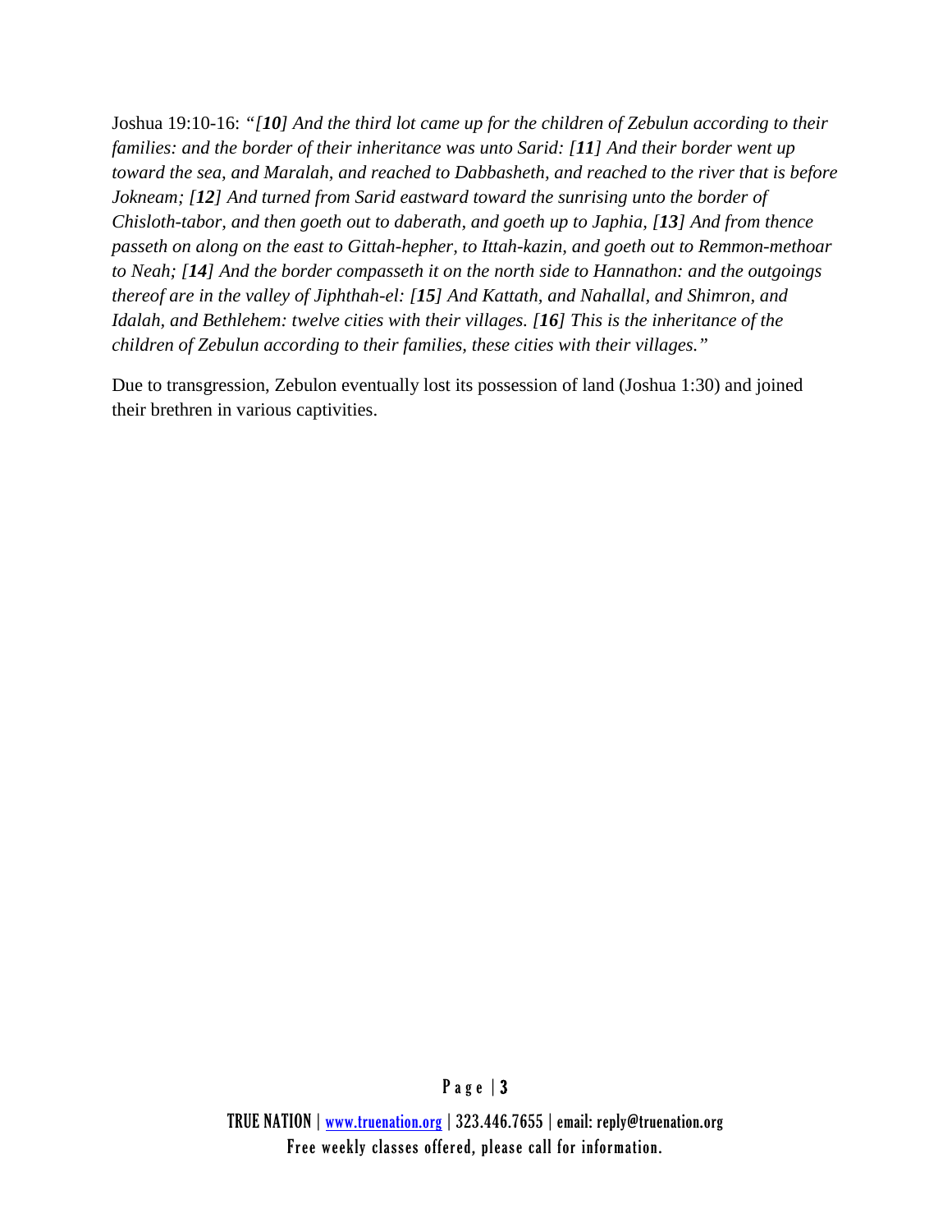Joshua 19:10-16: *"[**10**] And the third lot came up for the children of Zebulun according to their families: and the border of their inheritance was unto Sarid: [**11**] And their border went up toward the sea, and Maralah, and reached to Dabbasheth, and reached to the river that is before Jokneam; [**12**] And turned from Sarid eastward toward the sunrising unto the border of Chisloth-tabor, and then goeth out to daberath, and goeth up to Japhia, [**13**] And from thence passeth on along on the east to Gittah-hepher, to Ittah-kazin, and goeth out to Remmon-methoar to Neah; [**14**] And the border compasseth it on the north side to Hannathon: and the outgoings thereof are in the valley of Jiphthah-el: [**15**] And Kattath, and Nahallal, and Shimron, and Idalah, and Bethlehem: twelve cities with their villages. [**16**] This is the inheritance of the children of Zebulun according to their families, these cities with their villages."*

Due to transgression, Zebulon eventually lost its possession of land (Joshua 1:30) and joined their brethren in various captivities.